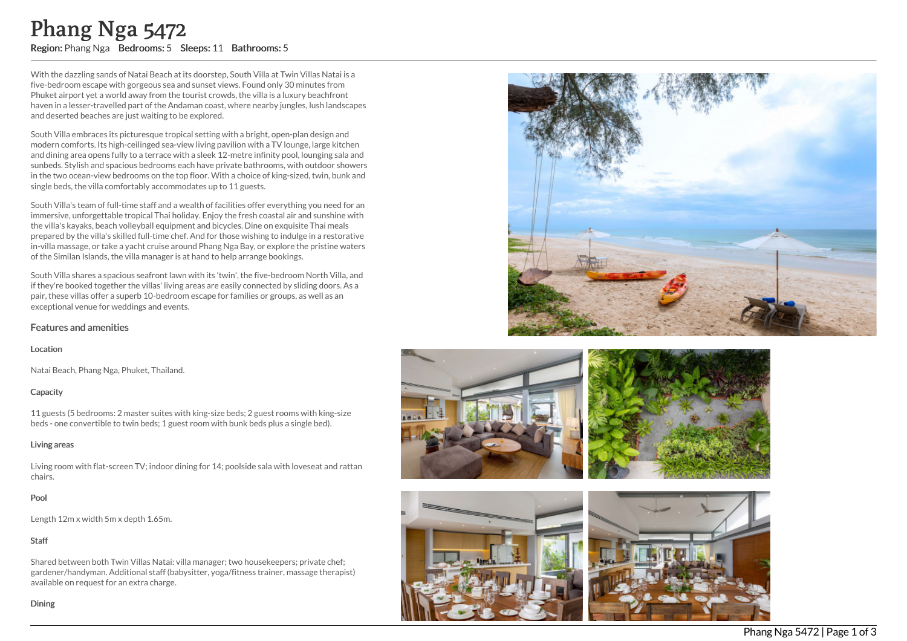# Phang Nga 5472

**Region:** Phang Nga **Bedrooms:** 5 **Sleeps:** 11 **Bathrooms:** 5

With the dazzling sands of Natai Beach at its doorstep, South Villa at Twin Villas Natai is a five-bedroom escape with gorgeous sea and sunset views. Found only 30 minutes from Phuket airport yet a world away from the tourist crowds, the villa is a luxury beachfront haven in a lesser-travelled part of the Andaman coast, where nearby jungles, lush landscapes and deserted beaches are just waiting to be explored.

South Villa embraces its picturesque tropical setting with a bright, open-plan design and modern comforts. Its high-ceilinged sea-view living pavilion with a TV lounge, large kitchen and dining area opens fully to a terrace with a sleek 12-metre infinity pool, lounging sala and sunbeds. Stylish and spacious bedrooms each have private bathrooms, with outdoor showers in the two ocean-view bedrooms on the top floor. With a choice of king-sized, twin, bunk and single beds, the villa comfortably accommodates up to 11 guests.

South Villa's team of full-time staff and a wealth of facilities offer everything you need for an immersive, unforgettable tropical Thai holiday. Enjoy the fresh coastal air and sunshine with the villa's kayaks, beach volleyball equipment and bicycles. Dine on exquisite Thai meals prepared by the villa's skilled full-time chef. And for those wishing to indulge in a restorative in-villa massage, or take a yacht cruise around Phang Nga Bay, or explore the pristine waters of the Similan Islands, the villa manager is at hand to help arrange bookings.

South Villa shares a spacious seafront lawn with its 'twin', the five-bedroom North Villa, and if they're booked together the villas' living areas are easily connected by sliding doors. As a pair, these villas offer a superb 10-bedroom escape for families or groups, as well as an exceptional venue for weddings and events.

## Features and amenities

### Location

Natai Beach, Phang Nga, Phuket, Thailand.

### Capacity

11 guests (5 bedrooms: 2 master suites with king-size beds; 2 guest rooms with king-size beds - one convertible to twin beds; 1 guest room with bunk beds plus a single bed).

### Living areas

Living room with flat-screen TV; indoor dining for 14; poolside sala with loveseat and rattan chairs.

### Pool

Length 12m x width 5m x depth 1.65m.

### Staff

Shared between both Twin Villas Natai: villa manager; two housekeepers; private chef; gardener/handyman. Additional staff (babysitter, yoga/fitness trainer, massage therapist) available on request for an extra charge.

### Dining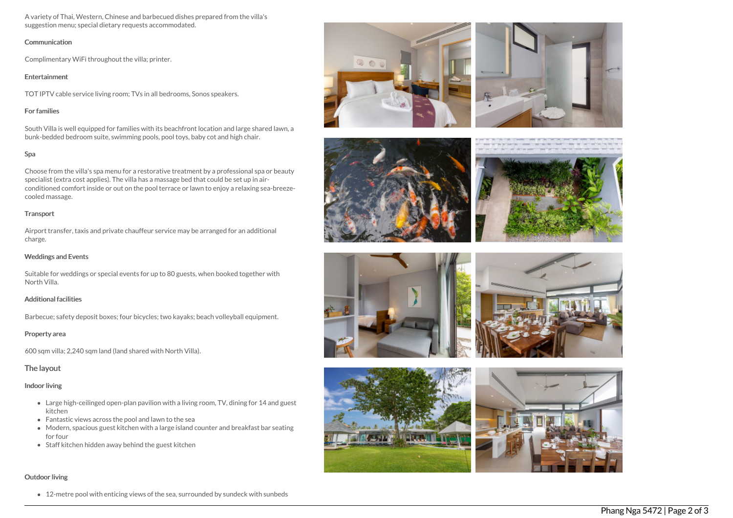A variety of Thai, Western, Chinese and barbecued dishes prepared from the villa's suggestion menu; special dietary requests accommodated.

#### Communication

Complimentary WiFi throughout the villa; printer.

#### Entertainment

TOT IPTV cable service living room; TVs in all bedrooms, Sonos speakers.

#### For families

South Villa is well equipped for families with its beachfront location and large shared lawn, a bunk-bedded bedroom suite, swimming pools, pool toys, baby cot and high chair.

#### Spa

Choose from the villa's spa menu for a restorative treatment by a professional spa or beauty specialist (extra cost applies). The villa has a massage bed that could be set up in air-conditioned comfort inside or out on the pool terrace or lawn to enjoy a relaxing sea-breeze-cooled massage.

#### Transport

Airport transfer, taxis and private chauffeur service may be arranged for an additional charge.

#### Weddings and Events

Suitable for weddings or special events for up to 80 guests, when booked together with North Villa.

#### Additional facilities

Barbecue; safety deposit boxes; four bicycles; two kayaks; beach volleyball equipment.

#### Property area

600 sqm villa; 2,240 sqm land (land shared with North Villa).

### The layout

#### Indoor living

- Large high-ceilinged open-plan pavilion with a living room, TV, dining for 14 and guest kitchen
- Fantastic views across the pool and lawn to the sea
- Modern, spacious guest kitchen with a large island counter and breakfast bar seating for four
- Staff kitchen hidden away behind the guest kitchen

#### Outdoor living

- 12-metre pool with enticing views of the sea, surrounded by sundeck with sunbeds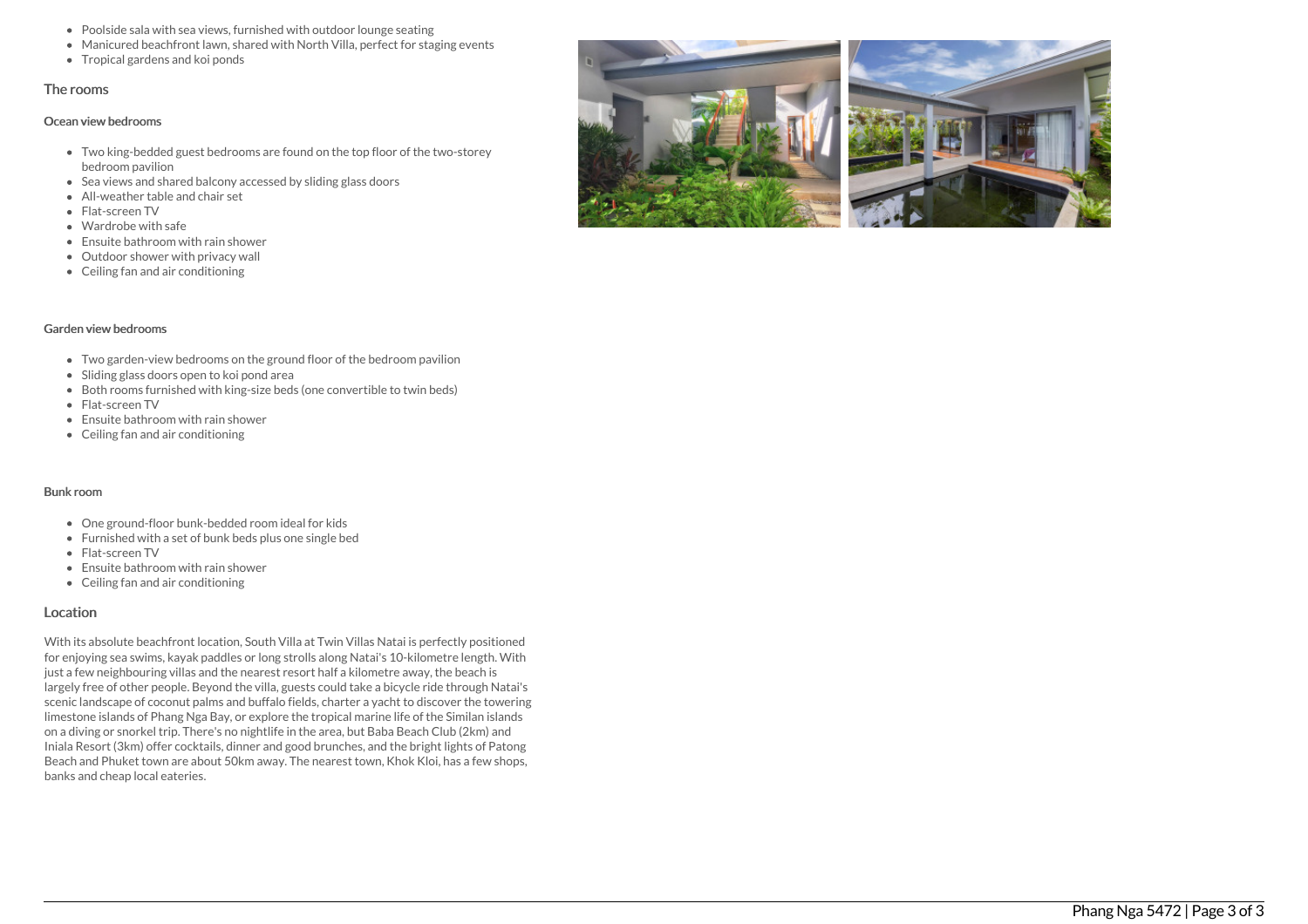- Poolside sala with sea views, furnished with outdoor lounge seating
- Manicured beachfront lawn, shared with North Villa, perfect for staging events
- Tropical gardens and koi ponds

## The rooms

### Ocean view bedrooms

- Two king-bedded guest bedrooms are found on the top floor of the two-storey bedroom pavilion
- Sea views and shared balcony accessed by sliding glass doors
- All-weather table and chair set
- Flat-screen TV
- Wardrobe with safe
- Ensuite bathroom with rain shower
- Outdoor shower with privacy wall
- Ceiling fan and air conditioning

### Garden view bedrooms

- Two garden-view bedrooms on the ground floor of the bedroom pavilion
- Sliding glass doors open to koi pond area
- Both rooms furnished with king-size beds (one convertible to twin beds)
- Flat-screen TV
- Ensuite bathroom with rain shower
- Ceiling fan and air conditioning

### Bunk room

- One ground-floor bunk-bedded room ideal for kids
- Furnished with a set of bunk beds plus one single bed
- Flat-screen TV
- Ensuite bathroom with rain shower
- Ceiling fan and air conditioning

## Location

With its absolute beachfront location, South Villa at Twin Villas Natai is perfectly positioned for enjoying sea swims, kayak paddles or long strolls along Natai's 10-kilometre length. With just a few neighbouring villas and the nearest resort half a kilometre away, the beach is largely free of other people. Beyond the villa, guests could take a bicycle ride through Natai's scenic landscape of coconut palms and buffalo fields, charter a yacht to discover the towering limestone islands of Phang Nga Bay, or explore the tropical marine life of the Similan islands on a diving or snorkel trip. There's no nightlife in the area, but Baba Beach Club (2km) and Iniala Resort (3km) offer cocktails, dinner and good brunches, and the bright lights of Patong Beach and Phuket town are about 50km away. The nearest town, Khok Kloi, has a few shops, banks and cheap local eateries.